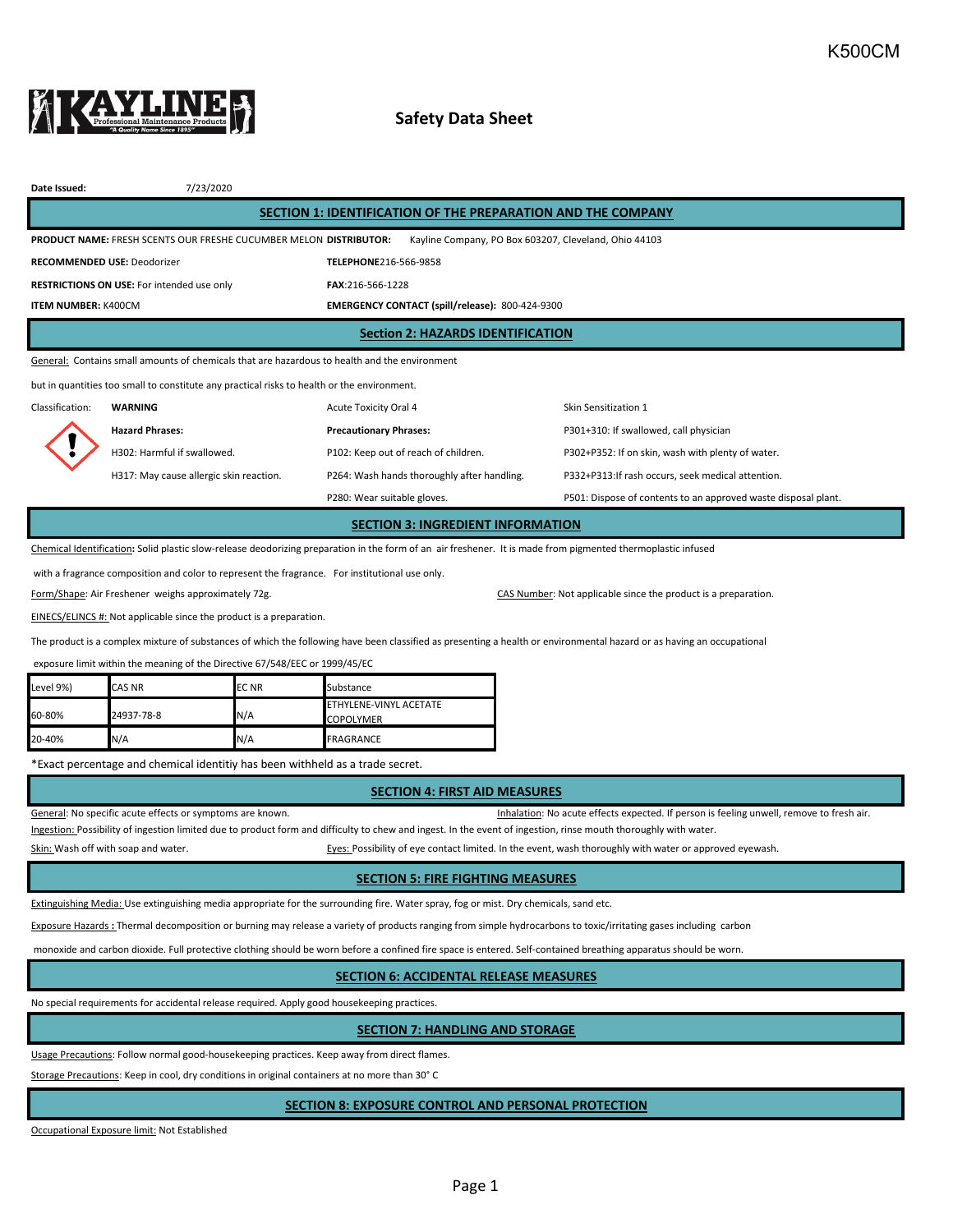K500CM

# Safety Data Sheet

**Date Issued:** 7/23/2020

## SECTION 1: IDENTIFICATION OF THE PREPARATION AND THE COMPANY

**PRODUCT NAME:** FRESH SCENTS OUR FRESHE CUCUMBER MELON

**DISTRIBUTOR:** Kayline Company, PO Box 603207, Cleveland, Ohio 44103

**RECOMMENDED USE:** Deodorizer

**TELEPHONE**216-566-9858

**RESTRICTIONS ON USE:** For intended use only

**FAX**:216-566-1228

**ITEM NUMBER:** K400CM

**EMERGENCY CONTACT (spill/release):** 800-424-9300

## Section 2: HAZARDS IDENTIFICATION

General: Contains small amounts of chemicals that are hazardous to health and the environment

but in quantities too small to constitute any practical risks to health or the environment.

Classification: **WARNING** — Acute Toxicity Oral 4 — Skin Sensitization 1

**Hazard Phrases:**

H302: Harmful if swallowed.

H317: May cause allergic skin reaction.

**Precautionary Phrases:**

P102: Keep out of reach of children.

P264: Wash hands thoroughly after handling.

P280: Wear suitable gloves.

P301+310: If swallowed, call physician

P302+P352: If on skin, wash with plenty of water.

P332+P313:If rash occurs, seek medical attention.

P501: Dispose of contents to an approved waste disposal plant.

## SECTION 3: INGREDIENT INFORMATION

Chemical Identification: Solid plastic slow-release deodorizing preparation in the form of an air freshener. It is made from pigmented thermoplastic infused with a fragrance composition and color to represent the fragrance. For institutional use only.

Form/Shape: Air Freshener weighs approximately 72g.

CAS Number: Not applicable since the product is a preparation.

EINECS/ELINCS #: Not applicable since the product is a preparation.

The product is a complex mixture of substances of which the following have been classified as presenting a health or environmental hazard or as having an occupational exposure limit within the meaning of the Directive 67/548/EEC or 1999/45/EC

| Level 9%) | CAS NR | EC NR | Substance |
|---|---|---|---|
| 60-80% | 24937-78-8 | N/A | ETHYLENE-VINYL ACETATE COPOLYMER |
| 20-40% | N/A | N/A | FRAGRANCE |

*Exact percentage and chemical identitiy has been withheld as a trade secret.

## SECTION 4: FIRST AID MEASURES

General: No specific acute effects or symptoms are known.

Inhalation: No acute effects expected. If person is feeling unwell, remove to fresh air.

Ingestion: Possibility of ingestion limited due to product form and difficulty to chew and ingest. In the event of ingestion, rinse mouth thoroughly with water.

Skin: Wash off with soap and water.

Eyes: Possibility of eye contact limited. In the event, wash thoroughly with water or approved eyewash.

## SECTION 5: FIRE FIGHTING MEASURES

Extinguishing Media: Use extinguishing media appropriate for the surrounding fire. Water spray, fog or mist. Dry chemicals, sand etc.

Exposure Hazards : Thermal decomposition or burning may release a variety of products ranging from simple hydrocarbons to toxic/irritating gases including carbon monoxide and carbon dioxide. Full protective clothing should be worn before a confined fire space is entered. Self-contained breathing apparatus should be worn.

## SECTION 6: ACCIDENTAL RELEASE MEASURES

No special requirements for accidental release required. Apply good housekeeping practices.

## SECTION 7: HANDLING AND STORAGE

Usage Precautions: Follow normal good-housekeeping practices. Keep away from direct flames.

Storage Precautions: Keep in cool, dry conditions in original containers at no more than 30° C

## SECTION 8: EXPOSURE CONTROL AND PERSONAL PROTECTION

Occupational Exposure limit: Not Established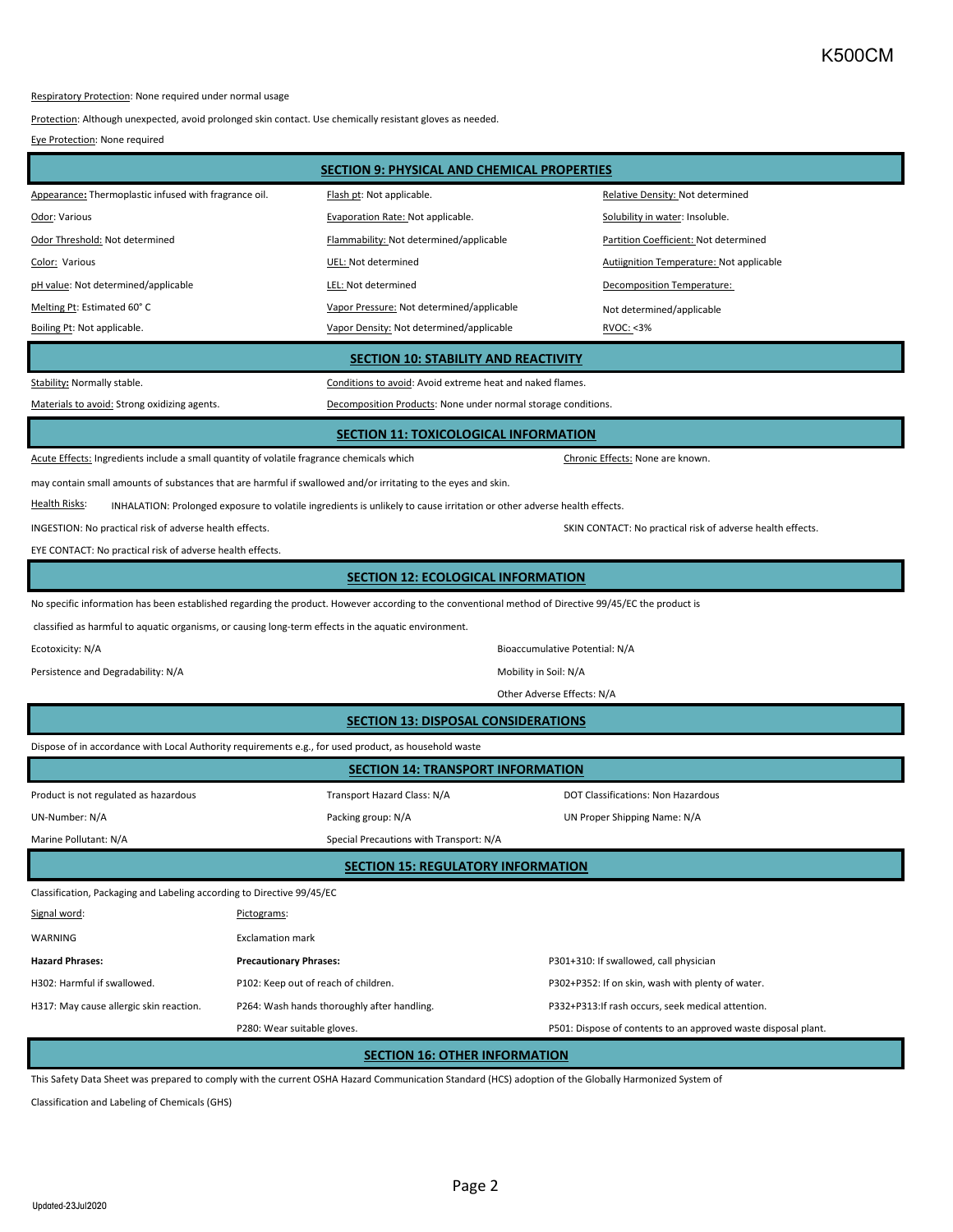Respiratory Protection: None required under normal usage

Protection: Although unexpected, avoid prolonged skin contact. Use chemically resistant gloves as needed.

Eye Protection: None required

## SECTION 9: PHYSICAL AND CHEMICAL PROPERTIES

| | | |
|---|---|---|
| Appearance: Thermoplastic infused with fragrance oil. | Flash pt: Not applicable. | Relative Density: Not determined |
| Odor: Various | Evaporation Rate: Not applicable. | Solubility in water: Insoluble. |
| Odor Threshold: Not determined | Flammability: Not determined/applicable | Partition Coefficient: Not determined |
| Color: Various | UEL: Not determined | Autiignition Temperature: Not applicable |
| pH value: Not determined/applicable | LEL: Not determined | Decomposition Temperature: Not determined/applicable |
| Melting Pt: Estimated 60° C | Vapor Pressure: Not determined/applicable | |
| Boiling Pt: Not applicable. | Vapor Density: Not determined/applicable | RVOC: <3% |

## SECTION 10: STABILITY AND REACTIVITY

Stability: Normally stable.

Conditions to avoid: Avoid extreme heat and naked flames.

Materials to avoid: Strong oxidizing agents.

Decomposition Products: None under normal storage conditions.

## SECTION 11: TOXICOLOGICAL INFORMATION

Acute Effects: Ingredients include a small quantity of volatile fragrance chemicals which may contain small amounts of substances that are harmful if swallowed and/or irritating to the eyes and skin.

Chronic Effects: None are known.

Health Risks: INHALATION: Prolonged exposure to volatile ingredients is unlikely to cause irritation or other adverse health effects.

INGESTION: No practical risk of adverse health effects.

SKIN CONTACT: No practical risk of adverse health effects.

EYE CONTACT: No practical risk of adverse health effects.

## SECTION 12: ECOLOGICAL INFORMATION

No specific information has been established regarding the product. However according to the conventional method of Directive 99/45/EC the product is classified as harmful to aquatic organisms, or causing long-term effects in the aquatic environment.

Ecotoxicity: N/A

Bioaccumulative Potential: N/A

Persistence and Degradability: N/A

Mobility in Soil: N/A

Other Adverse Effects: N/A

## SECTION 13: DISPOSAL CONSIDERATIONS

Dispose of in accordance with Local Authority requirements e.g., for used product, as household waste

## SECTION 14: TRANSPORT INFORMATION

| | | |
|---|---|---|
| Product is not regulated as hazardous | Transport Hazard Class: N/A | DOT Classifications: Non Hazardous |
| UN-Number: N/A | Packing group: N/A | UN Proper Shipping Name: N/A |
| Marine Pollutant: N/A | Special Precautions with Transport: N/A | |

## SECTION 15: REGULATORY INFORMATION

Classification, Packaging and Labeling according to Directive 99/45/EC

| | | |
|---|---|---|
| Signal word: | Pictograms: | |
| WARNING | Exclamation mark | |
| **Hazard Phrases:** | **Precautionary Phrases:** | P301+310: If swallowed, call physician |
| H302: Harmful if swallowed. | P102: Keep out of reach of children. | P302+P352: If on skin, wash with plenty of water. |
| H317: May cause allergic skin reaction. | P264: Wash hands thoroughly after handling. | P332+P313:If rash occurs, seek medical attention. |
| | P280: Wear suitable gloves. | P501: Dispose of contents to an approved waste disposal plant. |

## SECTION 16: OTHER INFORMATION

This Safety Data Sheet was prepared to comply with the current OSHA Hazard Communication Standard (HCS) adoption of the Globally Harmonized System of Classification and Labeling of Chemicals (GHS)

Updated-23Jul2020